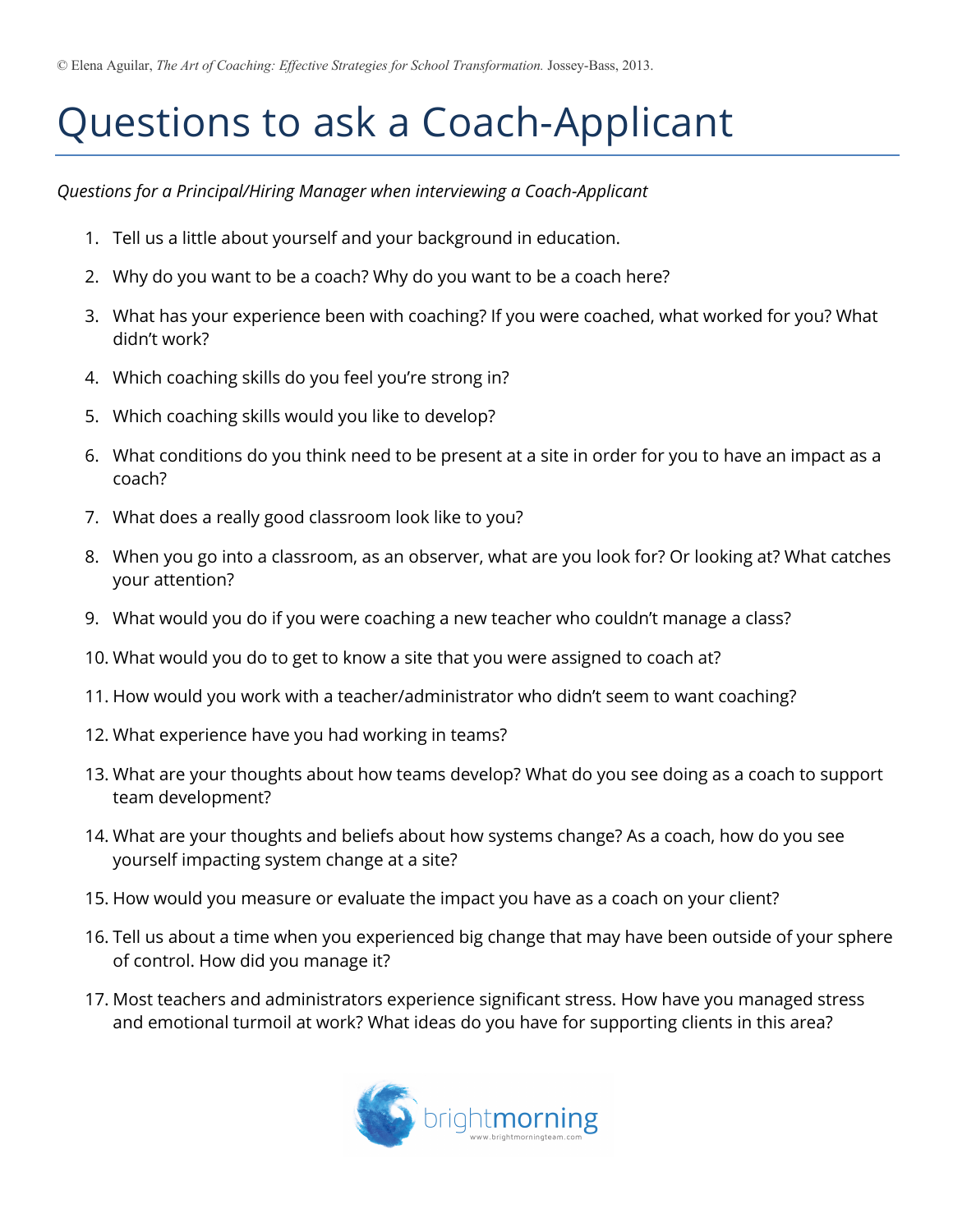© Elena Aguilar, *The Art of Coaching: Effective Strategies for School Transformation.* Jossey-Bass, 2013.

# Questions to ask a Coach-Applicant

*Questions for a Principal/Hiring Manager when interviewing a Coach-Applicant*

1. Tell us a little about yourself and your background in education.
2. Why do you want to be a coach? Why do you want to be a coach here?
3. What has your experience been with coaching? If you were coached, what worked for you? What didn't work?
4. Which coaching skills do you feel you're strong in?
5. Which coaching skills would you like to develop?
6. What conditions do you think need to be present at a site in order for you to have an impact as a coach?
7. What does a really good classroom look like to you?
8. When you go into a classroom, as an observer, what are you look for? Or looking at? What catches your attention?
9. What would you do if you were coaching a new teacher who couldn't manage a class?
10. What would you do to get to know a site that you were assigned to coach at?
11. How would you work with a teacher/administrator who didn't seem to want coaching?
12. What experience have you had working in teams?
13. What are your thoughts about how teams develop? What do you see doing as a coach to support team development?
14. What are your thoughts and beliefs about how systems change? As a coach, how do you see yourself impacting system change at a site?
15. How would you measure or evaluate the impact you have as a coach on your client?
16. Tell us about a time when you experienced big change that may have been outside of your sphere of control. How did you manage it?
17. Most teachers and administrators experience significant stress. How have you managed stress and emotional turmoil at work? What ideas do you have for supporting clients in this area?

brightmorning
www.brightmorningteam.com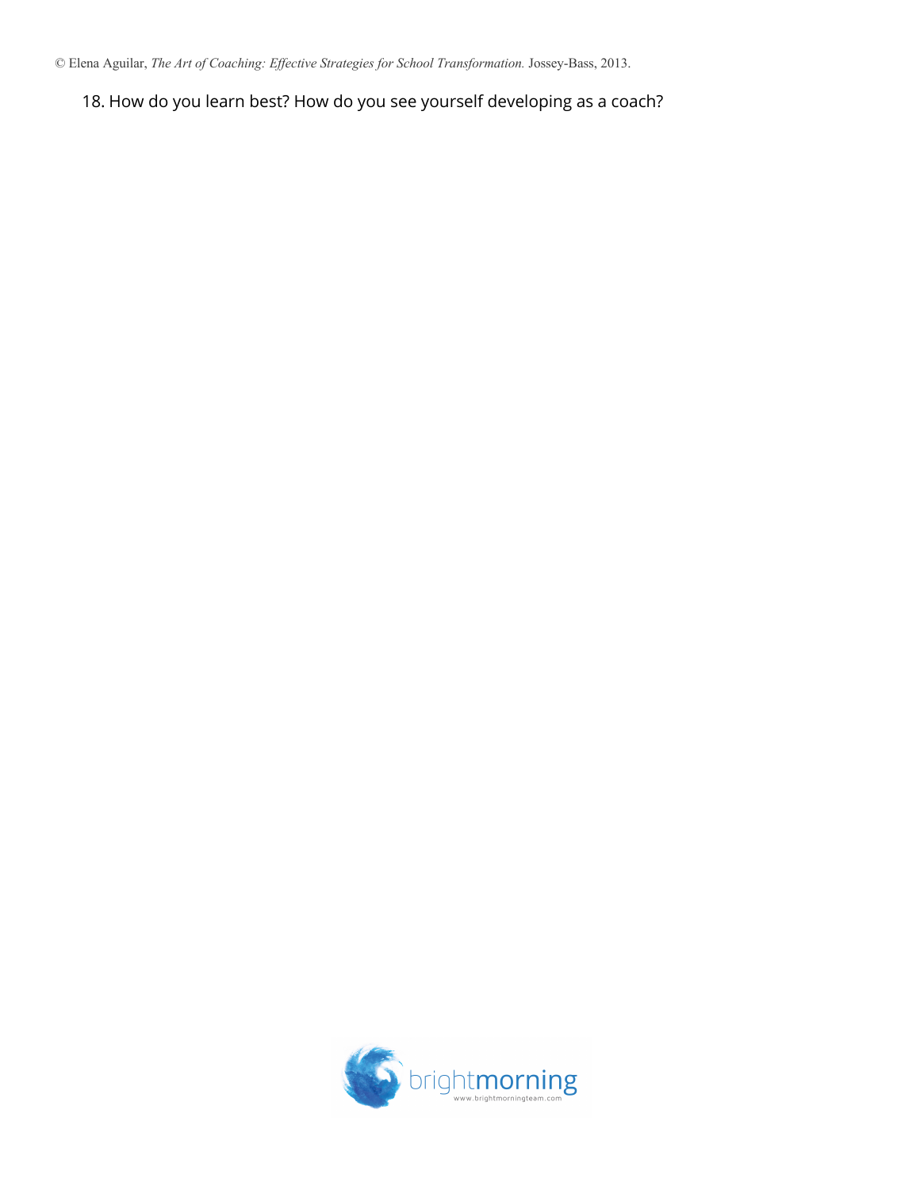18. How do you learn best? How do you see yourself developing as a coach?